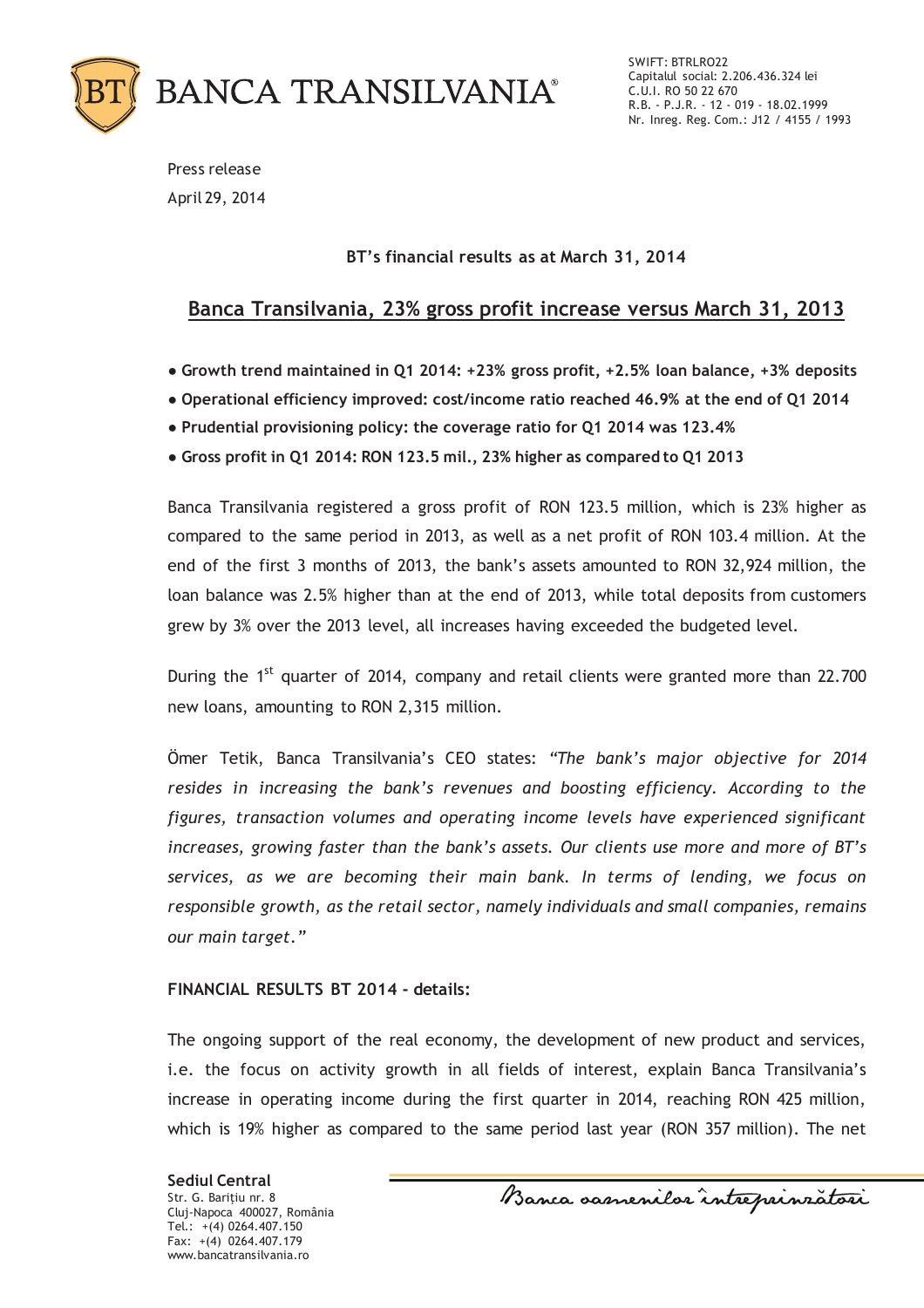BANCA TRANSILVANIA®

SWIFT: BTRLRO22
Capitalul social: 2.206.436.324 lei
C.U.I. RO 50 22 670
R.B. - P.J.R. - 12 - 019 - 18.02.1999
Nr. Inreg. Reg. Com.: J12 / 4155 / 1993

Press release

April 29, 2014

**BT's financial results as at March 31, 2014**

# Banca Transilvania, 23% gross profit increase versus March 31, 2013

- **Growth trend maintained in Q1 2014: +23% gross profit, +2.5% loan balance, +3% deposits**
- **Operational efficiency improved: cost/income ratio reached 46.9% at the end of Q1 2014**
- **Prudential provisioning policy: the coverage ratio for Q1 2014 was 123.4%**
- **Gross profit in Q1 2014: RON 123.5 mil., 23% higher as compared to Q1 2013**

Banca Transilvania registered a gross profit of RON 123.5 million, which is 23% higher as compared to the same period in 2013, as well as a net profit of RON 103.4 million. At the end of the first 3 months of 2013, the bank's assets amounted to RON 32,924 million, the loan balance was 2.5% higher than at the end of 2013, while total deposits from customers grew by 3% over the 2013 level, all increases having exceeded the budgeted level.

During the 1st quarter of 2014, company and retail clients were granted more than 22.700 new loans, amounting to RON 2,315 million.

Ömer Tetik, Banca Transilvania's CEO states: *"The bank's major objective for 2014 resides in increasing the bank's revenues and boosting efficiency. According to the figures, transaction volumes and operating income levels have experienced significant increases, growing faster than the bank's assets. Our clients use more and more of BT's services, as we are becoming their main bank. In terms of lending, we focus on responsible growth, as the retail sector, namely individuals and small companies, remains our main target."*

**FINANCIAL RESULTS BT 2014 - details:**

The ongoing support of the real economy, the development of new product and services, i.e. the focus on activity growth in all fields of interest, explain Banca Transilvania's increase in operating income during the first quarter in 2014, reaching RON 425 million, which is 19% higher as compared to the same period last year (RON 357 million). The net

**Sediul Central**
Str. G. Barițiu nr. 8
Cluj-Napoca 400027, România
Tel.: +(4) 0264.407.150
Fax: +(4) 0264.407.179
www.bancatransilvania.ro

*Banca oamenilor întreprinzători*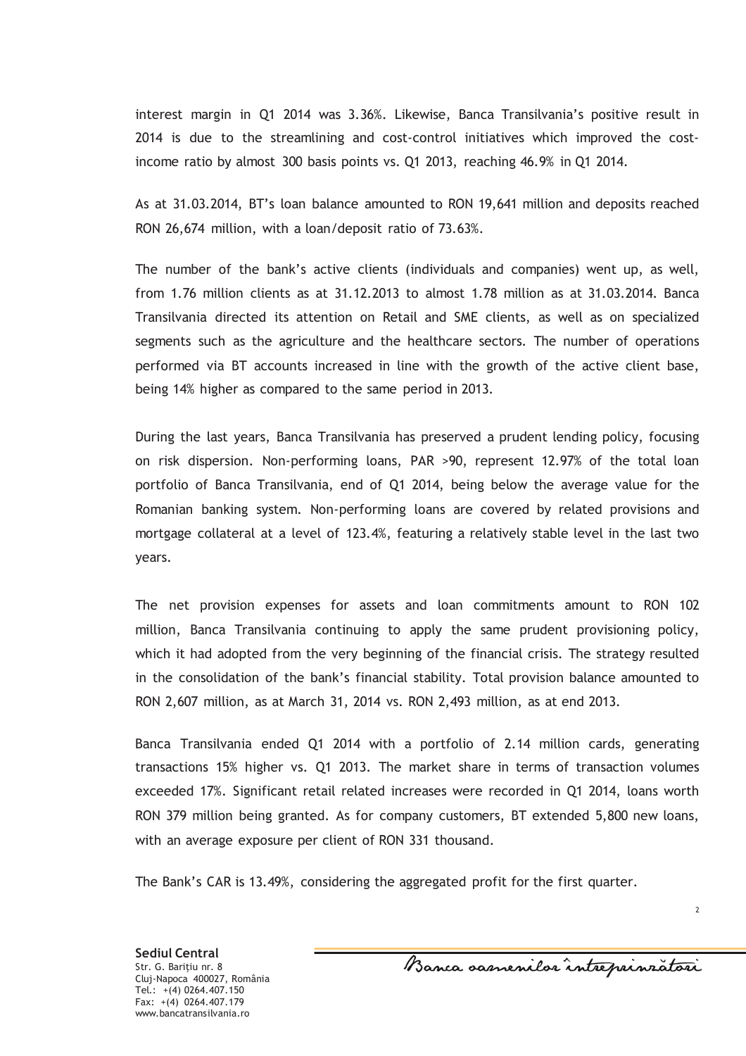interest margin in Q1 2014 was 3.36%. Likewise, Banca Transilvania's positive result in 2014 is due to the streamlining and cost-control initiatives which improved the cost-income ratio by almost 300 basis points vs. Q1 2013, reaching 46.9% in Q1 2014.

As at 31.03.2014, BT's loan balance amounted to RON 19,641 million and deposits reached RON 26,674 million, with a loan/deposit ratio of 73.63%.

The number of the bank's active clients (individuals and companies) went up, as well, from 1.76 million clients as at 31.12.2013 to almost 1.78 million as at 31.03.2014. Banca Transilvania directed its attention on Retail and SME clients, as well as on specialized segments such as the agriculture and the healthcare sectors. The number of operations performed via BT accounts increased in line with the growth of the active client base, being 14% higher as compared to the same period in 2013.

During the last years, Banca Transilvania has preserved a prudent lending policy, focusing on risk dispersion. Non-performing loans, PAR >90, represent 12.97% of the total loan portfolio of Banca Transilvania, end of Q1 2014, being below the average value for the Romanian banking system. Non-performing loans are covered by related provisions and mortgage collateral at a level of 123.4%, featuring a relatively stable level in the last two years.

The net provision expenses for assets and loan commitments amount to RON 102 million, Banca Transilvania continuing to apply the same prudent provisioning policy, which it had adopted from the very beginning of the financial crisis. The strategy resulted in the consolidation of the bank's financial stability. Total provision balance amounted to RON 2,607 million, as at March 31, 2014 vs. RON 2,493 million, as at end 2013.

Banca Transilvania ended Q1 2014 with a portfolio of 2.14 million cards, generating transactions 15% higher vs. Q1 2013. The market share in terms of transaction volumes exceeded 17%. Significant retail related increases were recorded in Q1 2014, loans worth RON 379 million being granted. As for company customers, BT extended 5,800 new loans, with an average exposure per client of RON 331 thousand.

The Bank's CAR is 13.49%, considering the aggregated profit for the first quarter.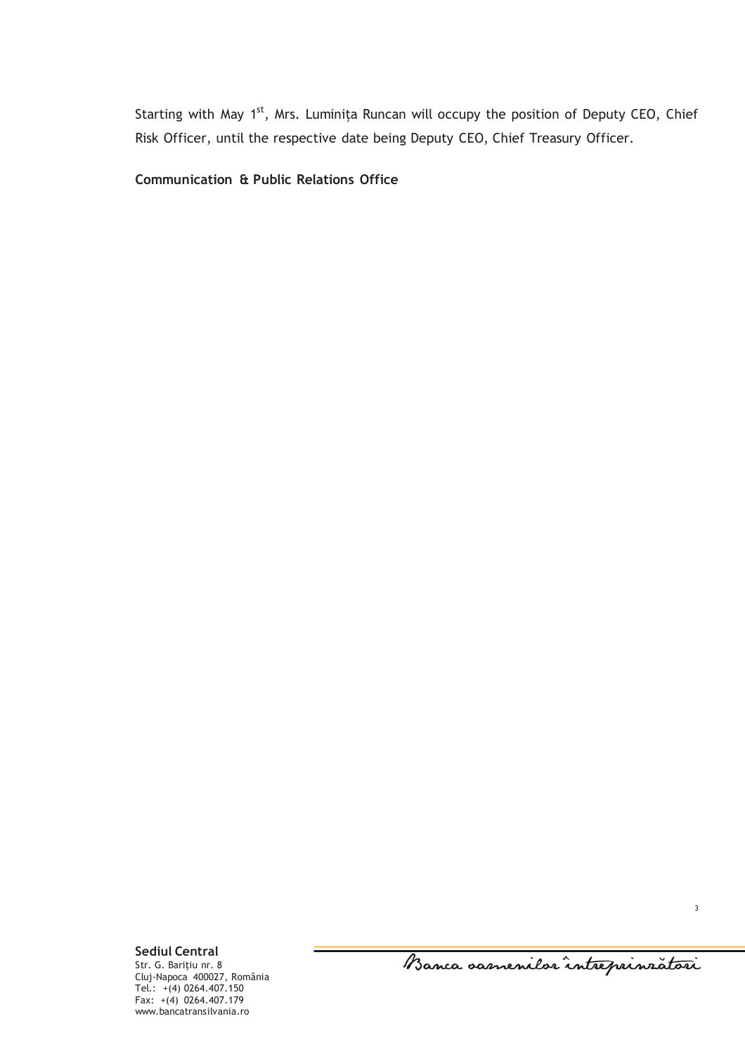Starting with May 1st, Mrs. Luminița Runcan will occupy the position of Deputy CEO, Chief Risk Officer, until the respective date being Deputy CEO, Chief Treasury Officer.

**Communication & Public Relations Office**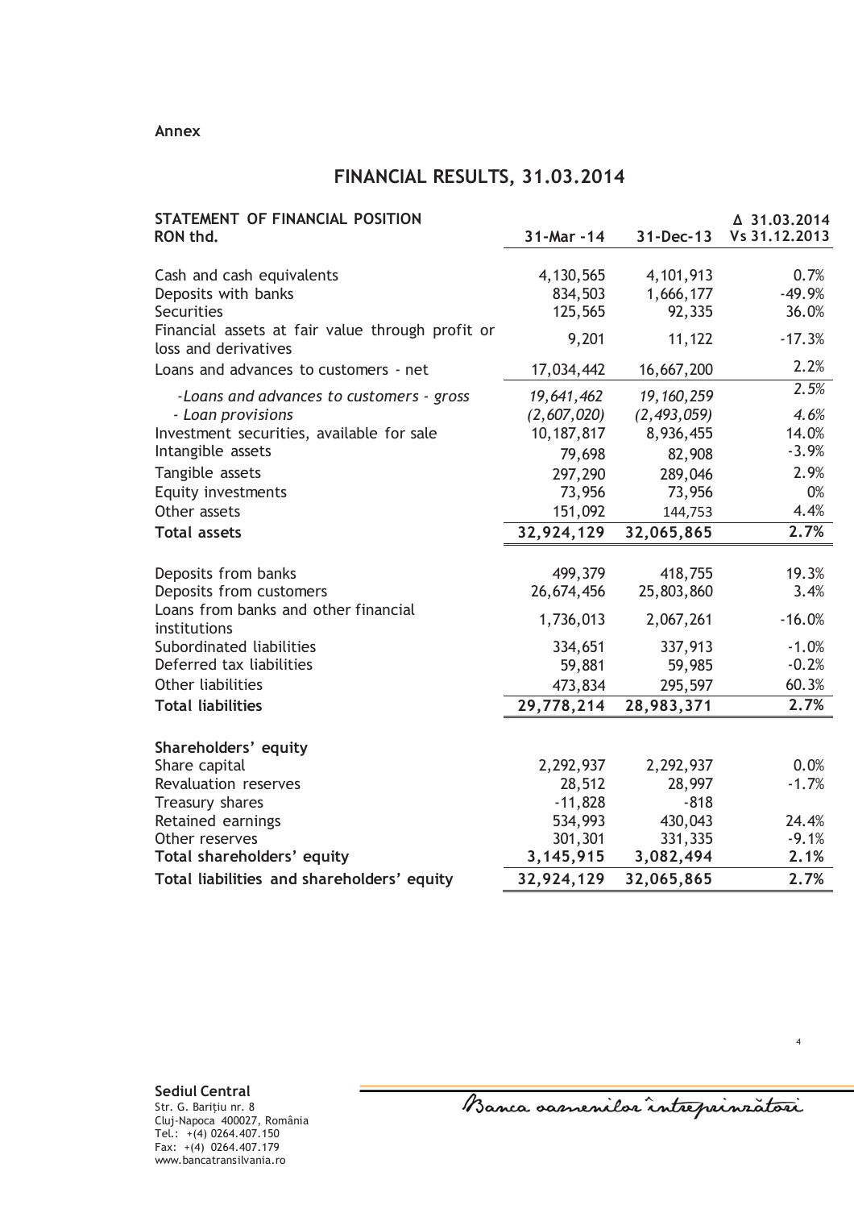**Annex**

## FINANCIAL RESULTS, 31.03.2014

| STATEMENT OF FINANCIAL POSITION<br>RON thd. | 31-Mar -14 | 31-Dec-13 | Δ 31.03.2014 Vs 31.12.2013 |
|---|---|---|---|
| Cash and cash equivalents | 4,130,565 | 4,101,913 | 0.7% |
| Deposits with banks | 834,503 | 1,666,177 | -49.9% |
| Securities | 125,565 | 92,335 | 36.0% |
| Financial assets at fair value through profit or loss and derivatives | 9,201 | 11,122 | -17.3% |
| Loans and advances to customers - net | 17,034,442 | 16,667,200 | 2.2% |
| *-Loans and advances to customers - gross* | *19,641,462* | *19,160,259* | *2.5%* |
| *- Loan provisions* | *(2,607,020)* | *(2,493,059)* | *4.6%* |
| Investment securities, available for sale | 10,187,817 | 8,936,455 | 14.0% |
| Intangible assets | 79,698 | 82,908 | -3.9% |
| Tangible assets | 297,290 | 289,046 | 2.9% |
| Equity investments | 73,956 | 73,956 | 0% |
| Other assets | 151,092 | 144,753 | 4.4% |
| **Total assets** | **32,924,129** | **32,065,865** | **2.7%** |
| | | | |
| Deposits from banks | 499,379 | 418,755 | 19.3% |
| Deposits from customers | 26,674,456 | 25,803,860 | 3.4% |
| Loans from banks and other financial institutions | 1,736,013 | 2,067,261 | -16.0% |
| Subordinated liabilities | 334,651 | 337,913 | -1.0% |
| Deferred tax liabilities | 59,881 | 59,985 | -0.2% |
| Other liabilities | 473,834 | 295,597 | 60.3% |
| **Total liabilities** | **29,778,214** | **28,983,371** | **2.7%** |
| | | | |
| **Shareholders' equity** | | | |
| Share capital | 2,292,937 | 2,292,937 | 0.0% |
| Revaluation reserves | 28,512 | 28,997 | -1.7% |
| Treasury shares | -11,828 | -818 | |
| Retained earnings | 534,993 | 430,043 | 24.4% |
| Other reserves | 301,301 | 331,335 | -9.1% |
| **Total shareholders' equity** | **3,145,915** | **3,082,494** | **2.1%** |
| **Total liabilities and shareholders' equity** | **32,924,129** | **32,065,865** | **2.7%** |

**Sediul Central**
Str. G. Barițiu nr. 8
Cluj-Napoca 400027, România
Tel.: +(4) 0264.407.150
Fax: +(4) 0264.407.179
www.bancatransilvania.ro

Banca oamenilor întreprinzători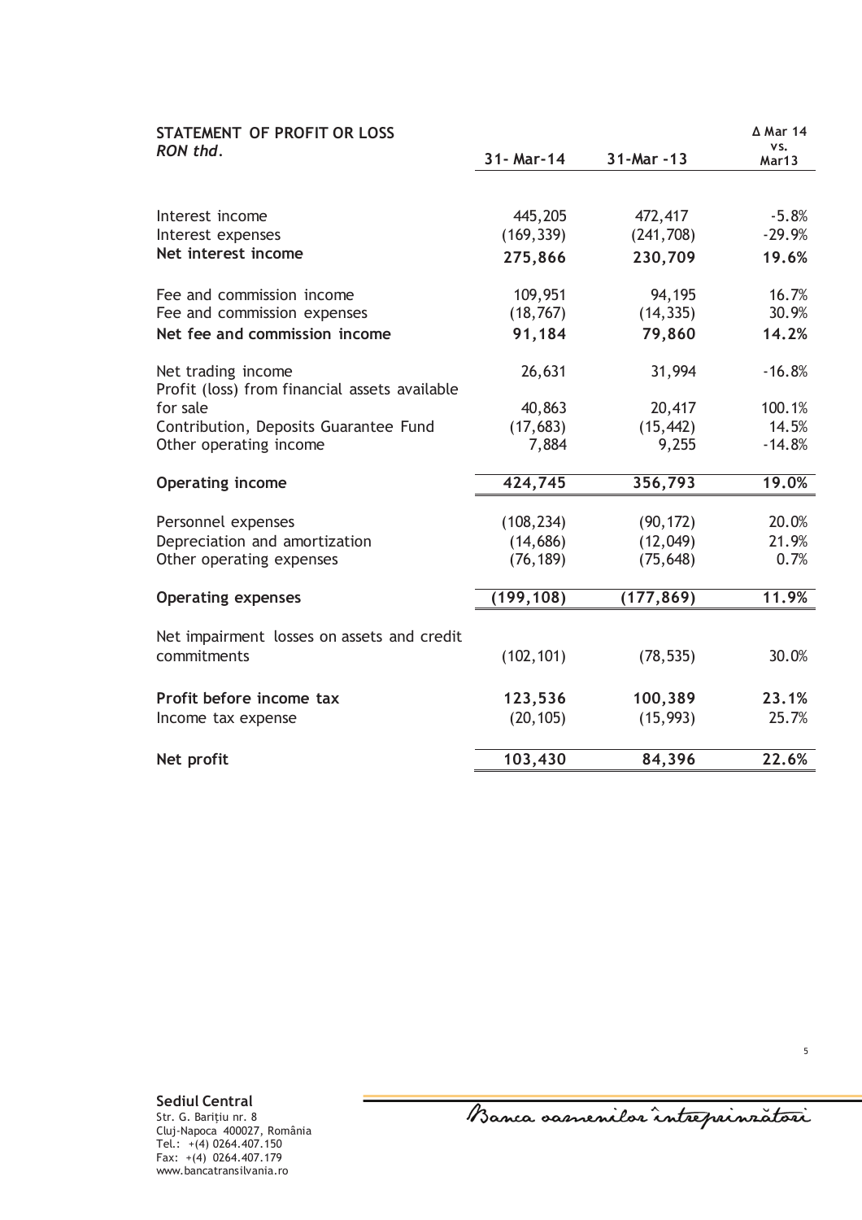| STATEMENT OF PROFIT OR LOSS<br>*RON thd.* | 31- Mar-14 | 31-Mar -13 | Δ Mar 14 vs. Mar13 |
|---|---|---|---|
| Interest income | 445,205 | 472,417 | -5.8% |
| Interest expenses | (169,339) | (241,708) | -29.9% |
| **Net interest income** | **275,866** | **230,709** | **19.6%** |
| Fee and commission income | 109,951 | 94,195 | 16.7% |
| Fee and commission expenses | (18,767) | (14,335) | 30.9% |
| **Net fee and commission income** | **91,184** | **79,860** | **14.2%** |
| Net trading income | 26,631 | 31,994 | -16.8% |
| Profit (loss) from financial assets available for sale | 40,863 | 20,417 | 100.1% |
| Contribution, Deposits Guarantee Fund | (17,683) | (15,442) | 14.5% |
| Other operating income | 7,884 | 9,255 | -14.8% |
| **Operating income** | **424,745** | **356,793** | **19.0%** |
| Personnel expenses | (108,234) | (90,172) | 20.0% |
| Depreciation and amortization | (14,686) | (12,049) | 21.9% |
| Other operating expenses | (76,189) | (75,648) | 0.7% |
| **Operating expenses** | **(199,108)** | **(177,869)** | **11.9%** |
| Net impairment losses on assets and credit commitments | (102,101) | (78,535) | 30.0% |
| **Profit before income tax** | **123,536** | **100,389** | **23.1%** |
| Income tax expense | (20,105) | (15,993) | 25.7% |
| **Net profit** | **103,430** | **84,396** | **22.6%** |

**Sediul Central**
Str. G. Barițiu nr. 8
Cluj-Napoca 400027, România
Tel.: +(4) 0264.407.150
Fax: +(4) 0264.407.179
www.bancatransilvania.ro

*Banca oamenilor întreprinzători*